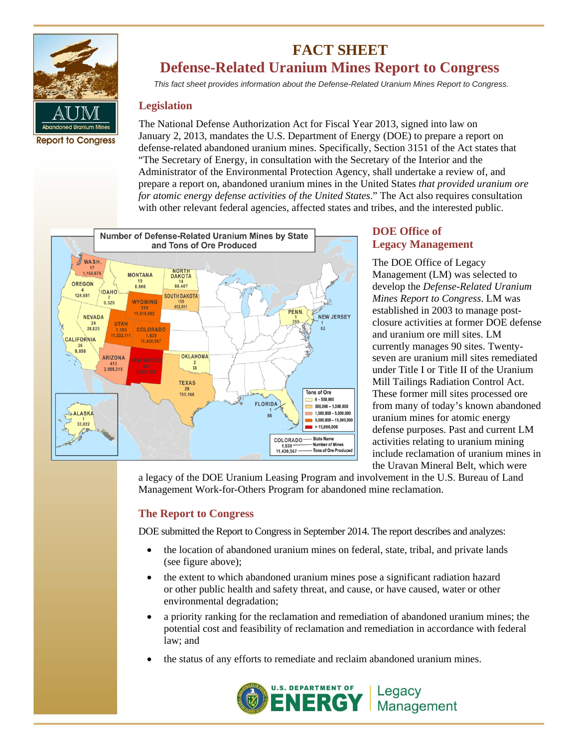# FACT SHEET

## Defense-Related Uranium Mines Report to Congress

*This fact sheet provides information about the Defense-Related Uranium Mines Report to Congress.*

### Legislation

The National Defense Authorization Act for Fiscal Year 2013, signed into law on January 2, 2013, mandates the U.S. Department of Energy (DOE) to prepare a report on defense-related abandoned uranium mines. Specifically, Section 3151 of the Act states that "The Secretary of Energy, in consultation with the Secretary of the Interior and the Administrator of the Environmental Protection Agency, shall undertake a review of, and prepare a report on, abandoned uranium mines in the United States *that provided uranium ore for atomic energy defense activities of the United States*." The Act also requires consultation with other relevant federal agencies, affected states and tribes, and the interested public.

**Number of Defense-Related Uranium Mines by State and Tons of Ore Produced**

| State | Number of Mines | Tons of Ore Produced |
|---|---|---|
| Wash. | 17 | 1,168,676 |
| Oregon | 4 | 124,681 |
| Idaho | 7 | 9,525 |
| Montana | 19 | 8,866 |
| North Dakota | 14 | 88,407 |
| South Dakota | 155 | 652,951 |
| Wyoming | 319 | 11,515,692 |
| Nevada | 24 | 28,825 |
| Utah | 1,380 | 11,332,111 |
| Colorado | 1,539 | 11,420,567 |
| California | 26 | 9,856 |
| Arizona | 413 | 2,955,215 |
| New Mexico | 247 | 38,417,635 |
| Oklahoma | 2 | 38 |
| Texas | 29 | 705,168 |
| Penn. | 1 | 359 |
| New Jersey | 1 | 82 |
| Florida | 1 | 86 |
| Alaska | 1 | 33,022 |

Tons of Ore: 0 – 500,000; 500,000 – 1,000,000; 1,000,000 – 5,000,000; 5,000,000 – 15,000,000; > 15,000,000

### DOE Office of Legacy Management

The DOE Office of Legacy Management (LM) was selected to develop the *Defense-Related Uranium Mines Report to Congress*. LM was established in 2003 to manage post-closure activities at former DOE defense and uranium ore mill sites. LM currently manages 90 sites. Twenty-seven are uranium mill sites remediated under Title I or Title II of the Uranium Mill Tailings Radiation Control Act. These former mill sites processed ore from many of today's known abandoned uranium mines for atomic energy defense purposes. Past and current LM activities relating to uranium mining include reclamation of uranium mines in the Uravan Mineral Belt, which were a legacy of the DOE Uranium Leasing Program and involvement in the U.S. Bureau of Land Management Work-for-Others Program for abandoned mine reclamation.

### The Report to Congress

DOE submitted the Report to Congress in September 2014. The report describes and analyzes:

- the location of abandoned uranium mines on federal, state, tribal, and private lands (see figure above);
- the extent to which abandoned uranium mines pose a significant radiation hazard or other public health and safety threat, and cause, or have caused, water or other environmental degradation;
- a priority ranking for the reclamation and remediation of abandoned uranium mines; the potential cost and feasibility of reclamation and remediation in accordance with federal law; and
- the status of any efforts to remediate and reclaim abandoned uranium mines.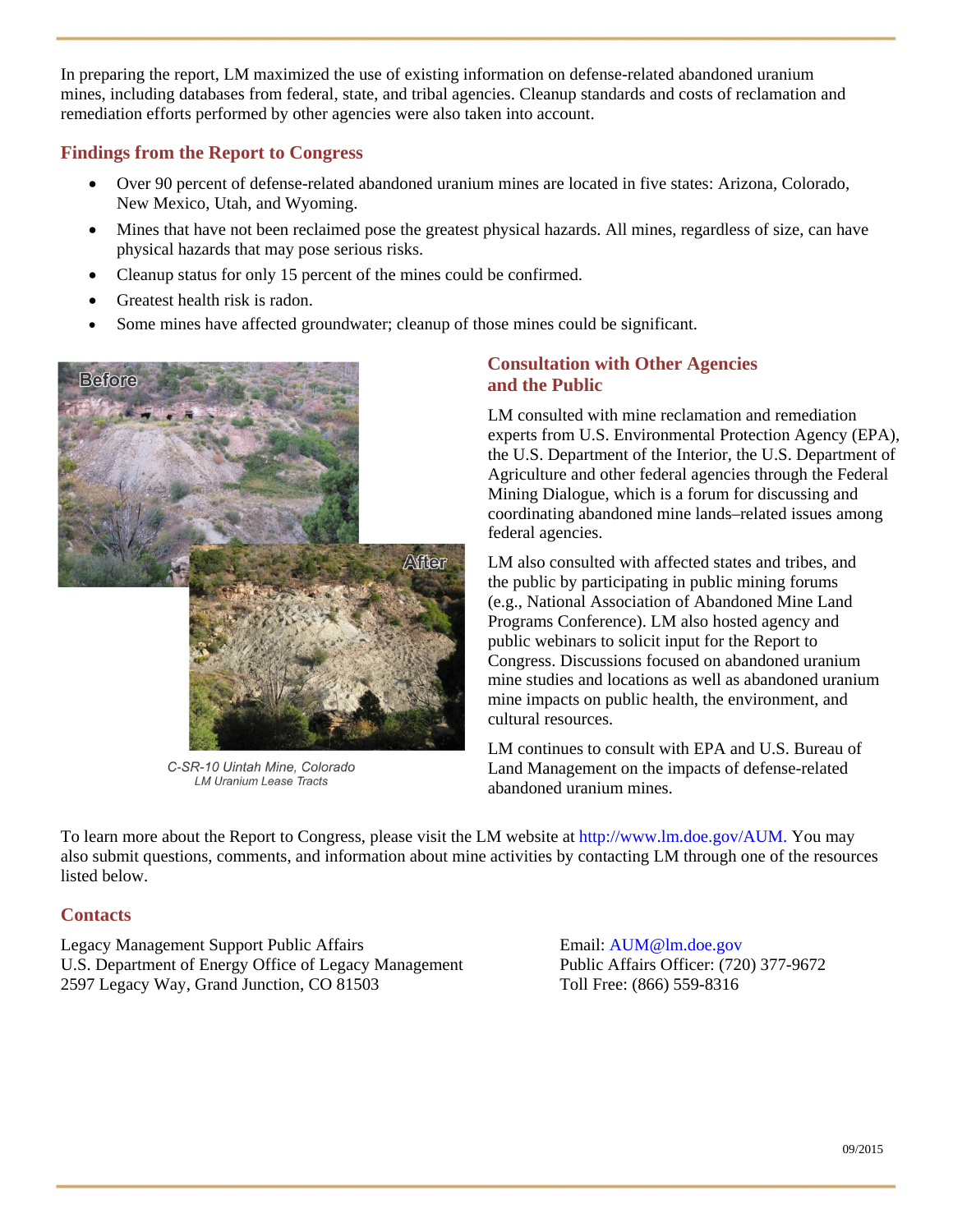In preparing the report, LM maximized the use of existing information on defense-related abandoned uranium mines, including databases from federal, state, and tribal agencies. Cleanup standards and costs of reclamation and remediation efforts performed by other agencies were also taken into account.

## Findings from the Report to Congress

- Over 90 percent of defense-related abandoned uranium mines are located in five states: Arizona, Colorado, New Mexico, Utah, and Wyoming.
- Mines that have not been reclaimed pose the greatest physical hazards. All mines, regardless of size, can have physical hazards that may pose serious risks.
- Cleanup status for only 15 percent of the mines could be confirmed.
- Greatest health risk is radon.
- Some mines have affected groundwater; cleanup of those mines could be significant.

Before

After

*C-SR-10 Uintah Mine, Colorado*
*LM Uranium Lease Tracts*

## Consultation with Other Agencies and the Public

LM consulted with mine reclamation and remediation experts from U.S. Environmental Protection Agency (EPA), the U.S. Department of the Interior, the U.S. Department of Agriculture and other federal agencies through the Federal Mining Dialogue, which is a forum for discussing and coordinating abandoned mine lands–related issues among federal agencies.

LM also consulted with affected states and tribes, and the public by participating in public mining forums (e.g., National Association of Abandoned Mine Land Programs Conference). LM also hosted agency and public webinars to solicit input for the Report to Congress. Discussions focused on abandoned uranium mine studies and locations as well as abandoned uranium mine impacts on public health, the environment, and cultural resources.

LM continues to consult with EPA and U.S. Bureau of Land Management on the impacts of defense-related abandoned uranium mines.

To learn more about the Report to Congress, please visit the LM website at http://www.lm.doe.gov/AUM. You may also submit questions, comments, and information about mine activities by contacting LM through one of the resources listed below.

## Contacts

Legacy Management Support Public Affairs
U.S. Department of Energy Office of Legacy Management
2597 Legacy Way, Grand Junction, CO 81503

Email: AUM@lm.doe.gov
Public Affairs Officer: (720) 377-9672
Toll Free: (866) 559-8316

09/2015